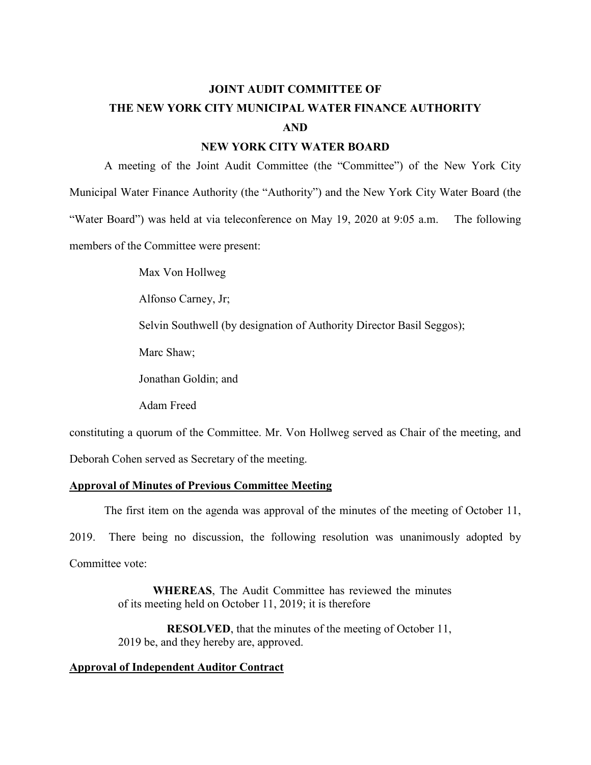# JOINT AUDIT COMMITTEE OF
# THE NEW YORK CITY MUNICIPAL WATER FINANCE AUTHORITY
# AND
# NEW YORK CITY WATER BOARD

A meeting of the Joint Audit Committee (the "Committee") of the New York City Municipal Water Finance Authority (the "Authority") and the New York City Water Board (the "Water Board") was held at via teleconference on May 19, 2020 at 9:05 a.m. The following members of the Committee were present:

Max Von Hollweg

Alfonso Carney, Jr;

Selvin Southwell (by designation of Authority Director Basil Seggos);

Marc Shaw;

Jonathan Goldin; and

Adam Freed

constituting a quorum of the Committee. Mr. Von Hollweg served as Chair of the meeting, and Deborah Cohen served as Secretary of the meeting.

**Approval of Minutes of Previous Committee Meeting**

The first item on the agenda was approval of the minutes of the meeting of October 11, 2019. There being no discussion, the following resolution was unanimously adopted by Committee vote:

> **WHEREAS**, The Audit Committee has reviewed the minutes of its meeting held on October 11, 2019; it is therefore
>
> **RESOLVED**, that the minutes of the meeting of October 11, 2019 be, and they hereby are, approved.

**Approval of Independent Auditor Contract**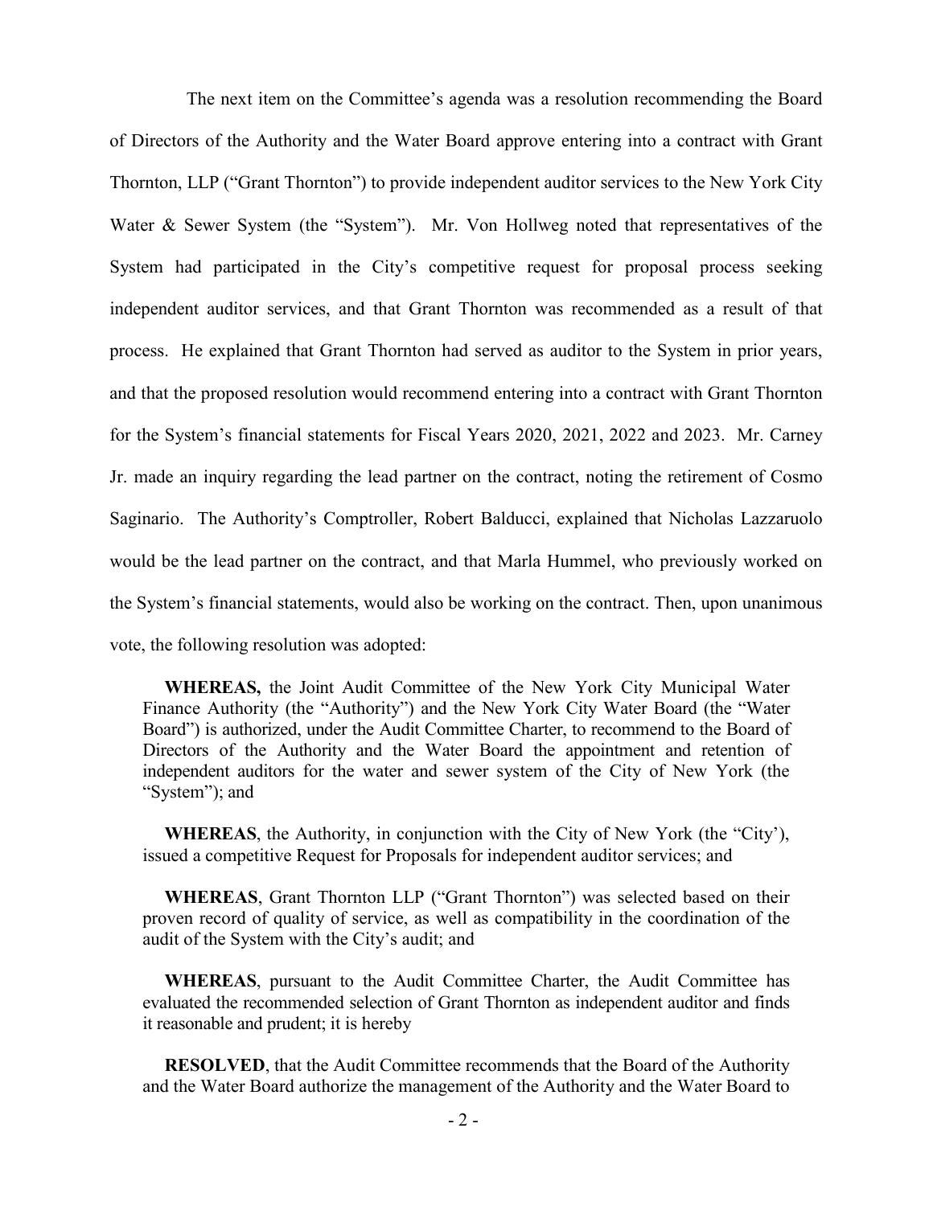The next item on the Committee's agenda was a resolution recommending the Board of Directors of the Authority and the Water Board approve entering into a contract with Grant Thornton, LLP ("Grant Thornton") to provide independent auditor services to the New York City Water & Sewer System (the "System"). Mr. Von Hollweg noted that representatives of the System had participated in the City's competitive request for proposal process seeking independent auditor services, and that Grant Thornton was recommended as a result of that process. He explained that Grant Thornton had served as auditor to the System in prior years, and that the proposed resolution would recommend entering into a contract with Grant Thornton for the System's financial statements for Fiscal Years 2020, 2021, 2022 and 2023. Mr. Carney Jr. made an inquiry regarding the lead partner on the contract, noting the retirement of Cosmo Saginario. The Authority's Comptroller, Robert Balducci, explained that Nicholas Lazzaruolo would be the lead partner on the contract, and that Marla Hummel, who previously worked on the System's financial statements, would also be working on the contract. Then, upon unanimous vote, the following resolution was adopted:

> **WHEREAS,** the Joint Audit Committee of the New York City Municipal Water Finance Authority (the "Authority") and the New York City Water Board (the "Water Board") is authorized, under the Audit Committee Charter, to recommend to the Board of Directors of the Authority and the Water Board the appointment and retention of independent auditors for the water and sewer system of the City of New York (the "System"); and
>
> **WHEREAS**, the Authority, in conjunction with the City of New York (the "City'), issued a competitive Request for Proposals for independent auditor services; and
>
> **WHEREAS**, Grant Thornton LLP ("Grant Thornton") was selected based on their proven record of quality of service, as well as compatibility in the coordination of the audit of the System with the City's audit; and
>
> **WHEREAS**, pursuant to the Audit Committee Charter, the Audit Committee has evaluated the recommended selection of Grant Thornton as independent auditor and finds it reasonable and prudent; it is hereby
>
> **RESOLVED**, that the Audit Committee recommends that the Board of the Authority and the Water Board authorize the management of the Authority and the Water Board to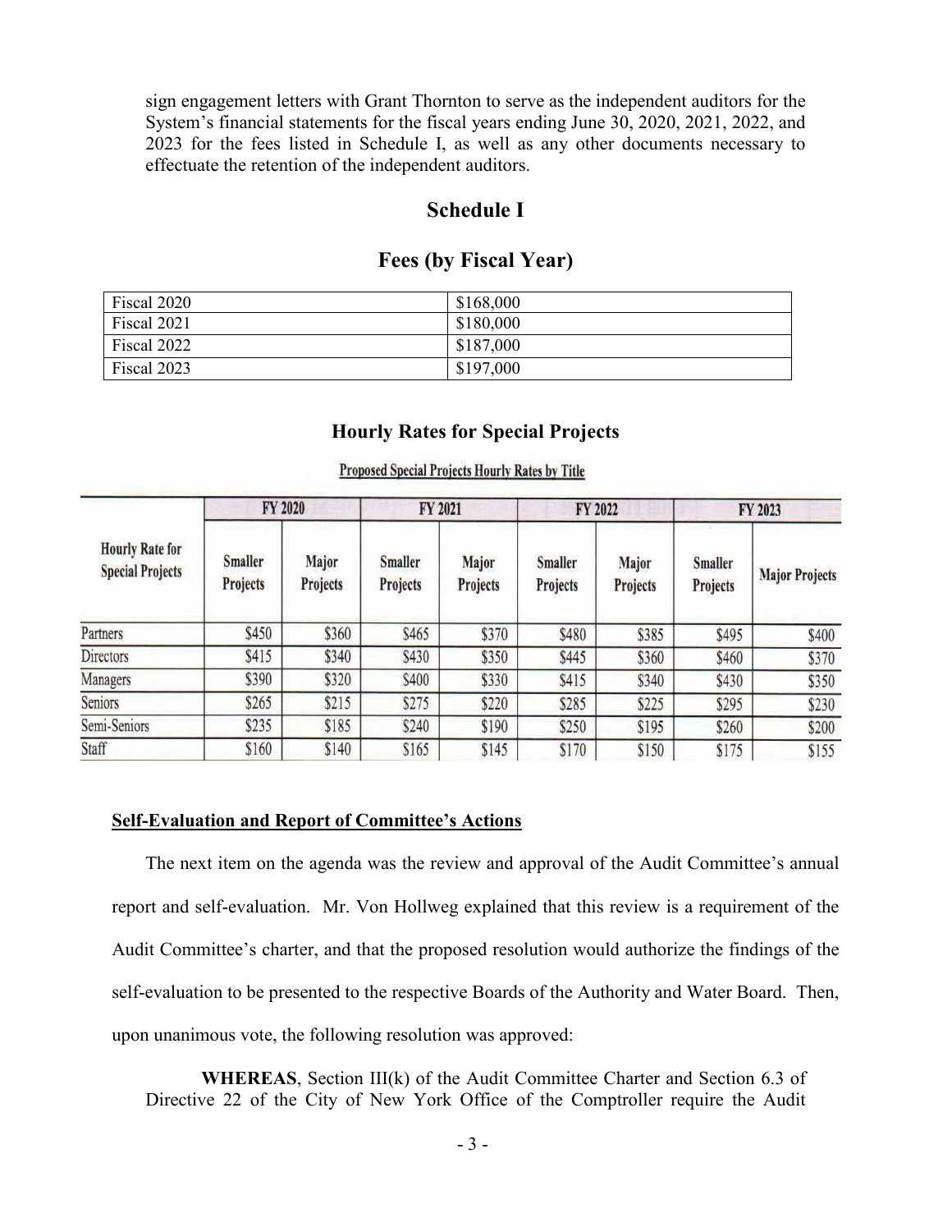sign engagement letters with Grant Thornton to serve as the independent auditors for the System's financial statements for the fiscal years ending June 30, 2020, 2021, 2022, and 2023 for the fees listed in Schedule I, as well as any other documents necessary to effectuate the retention of the independent auditors.

## Schedule I

## Fees (by Fiscal Year)

| Fiscal 2020 | $168,000 |
|---|---|
| Fiscal 2021 | $180,000 |
| Fiscal 2022 | $187,000 |
| Fiscal 2023 | $197,000 |

### Hourly Rates for Special Projects

**Proposed Special Projects Hourly Rates by Title**

| Hourly Rate for Special Projects | FY 2020 | | FY 2021 | | FY 2022 | | FY 2023 | |
|---|---|---|---|---|---|---|---|---|
| | Smaller Projects | Major Projects | Smaller Projects | Major Projects | Smaller Projects | Major Projects | Smaller Projects | Major Projects |
| Partners | $450 | $360 | $465 | $370 | $480 | $385 | $495 | $400 |
| Directors | $415 | $340 | $430 | $350 | $445 | $360 | $460 | $370 |
| Managers | $390 | $320 | $400 | $330 | $415 | $340 | $430 | $350 |
| Seniors | $265 | $215 | $275 | $220 | $285 | $225 | $295 | $230 |
| Semi-Seniors | $235 | $185 | $240 | $190 | $250 | $195 | $260 | $200 |
| Staff | $160 | $140 | $165 | $145 | $170 | $150 | $175 | $155 |

**Self-Evaluation and Report of Committee's Actions**

The next item on the agenda was the review and approval of the Audit Committee's annual report and self-evaluation. Mr. Von Hollweg explained that this review is a requirement of the Audit Committee's charter, and that the proposed resolution would authorize the findings of the self-evaluation to be presented to the respective Boards of the Authority and Water Board. Then, upon unanimous vote, the following resolution was approved:

**WHEREAS**, Section III(k) of the Audit Committee Charter and Section 6.3 of Directive 22 of the City of New York Office of the Comptroller require the Audit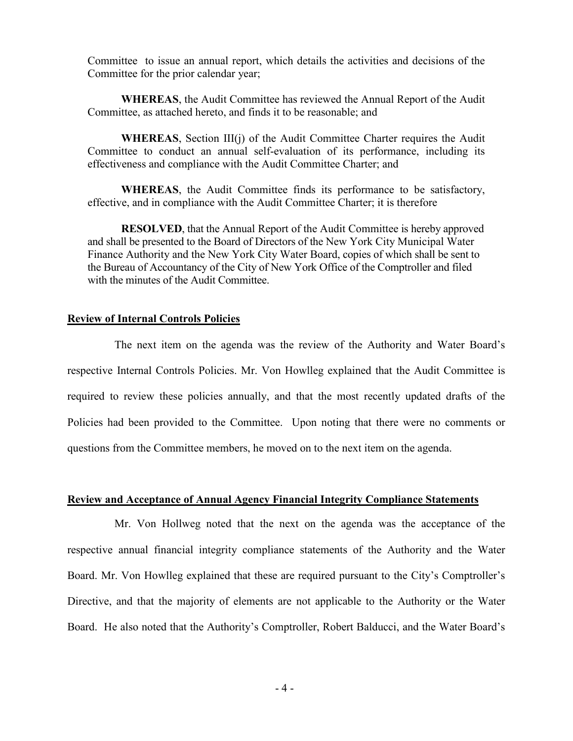Committee to issue an annual report, which details the activities and decisions of the Committee for the prior calendar year;

**WHEREAS**, the Audit Committee has reviewed the Annual Report of the Audit Committee, as attached hereto, and finds it to be reasonable; and

**WHEREAS**, Section III(j) of the Audit Committee Charter requires the Audit Committee to conduct an annual self-evaluation of its performance, including its effectiveness and compliance with the Audit Committee Charter; and

**WHEREAS**, the Audit Committee finds its performance to be satisfactory, effective, and in compliance with the Audit Committee Charter; it is therefore

**RESOLVED**, that the Annual Report of the Audit Committee is hereby approved and shall be presented to the Board of Directors of the New York City Municipal Water Finance Authority and the New York City Water Board, copies of which shall be sent to the Bureau of Accountancy of the City of New York Office of the Comptroller and filed with the minutes of the Audit Committee.

**Review of Internal Controls Policies**

The next item on the agenda was the review of the Authority and Water Board's respective Internal Controls Policies. Mr. Von Howlleg explained that the Audit Committee is required to review these policies annually, and that the most recently updated drafts of the Policies had been provided to the Committee. Upon noting that there were no comments or questions from the Committee members, he moved on to the next item on the agenda.

**Review and Acceptance of Annual Agency Financial Integrity Compliance Statements**

Mr. Von Hollweg noted that the next on the agenda was the acceptance of the respective annual financial integrity compliance statements of the Authority and the Water Board. Mr. Von Howlleg explained that these are required pursuant to the City's Comptroller's Directive, and that the majority of elements are not applicable to the Authority or the Water Board. He also noted that the Authority's Comptroller, Robert Balducci, and the Water Board's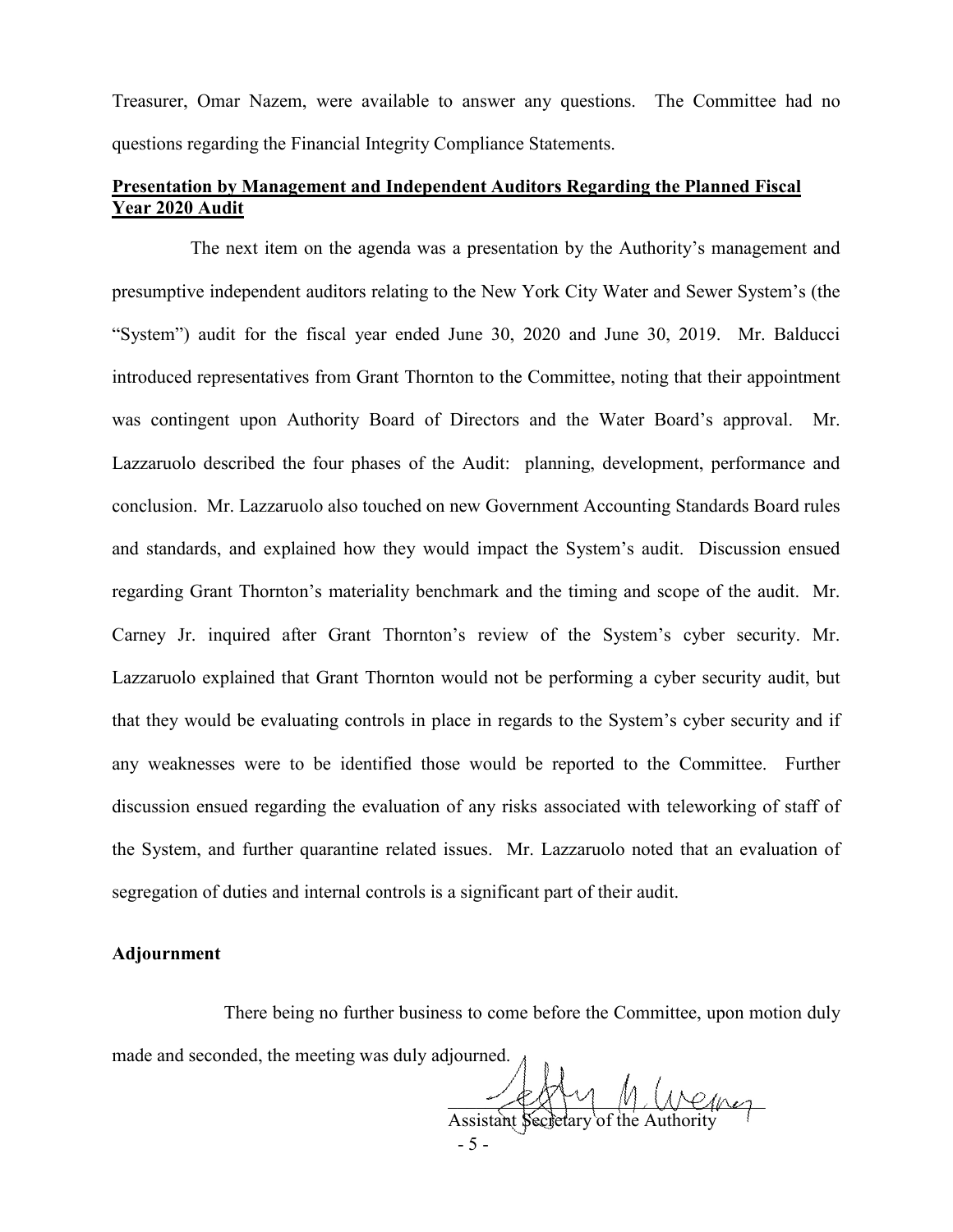Treasurer, Omar Nazem, were available to answer any questions. The Committee had no questions regarding the Financial Integrity Compliance Statements.

**Presentation by Management and Independent Auditors Regarding the Planned Fiscal Year 2020 Audit**

The next item on the agenda was a presentation by the Authority's management and presumptive independent auditors relating to the New York City Water and Sewer System's (the "System") audit for the fiscal year ended June 30, 2020 and June 30, 2019. Mr. Balducci introduced representatives from Grant Thornton to the Committee, noting that their appointment was contingent upon Authority Board of Directors and the Water Board's approval. Mr. Lazzaruolo described the four phases of the Audit: planning, development, performance and conclusion. Mr. Lazzaruolo also touched on new Government Accounting Standards Board rules and standards, and explained how they would impact the System's audit. Discussion ensued regarding Grant Thornton's materiality benchmark and the timing and scope of the audit. Mr. Carney Jr. inquired after Grant Thornton's review of the System's cyber security. Mr. Lazzaruolo explained that Grant Thornton would not be performing a cyber security audit, but that they would be evaluating controls in place in regards to the System's cyber security and if any weaknesses were to be identified those would be reported to the Committee. Further discussion ensued regarding the evaluation of any risks associated with teleworking of staff of the System, and further quarantine related issues. Mr. Lazzaruolo noted that an evaluation of segregation of duties and internal controls is a significant part of their audit.

**Adjournment**

There being no further business to come before the Committee, upon motion duly made and seconded, the meeting was duly adjourned.

Assistant Secretary of the Authority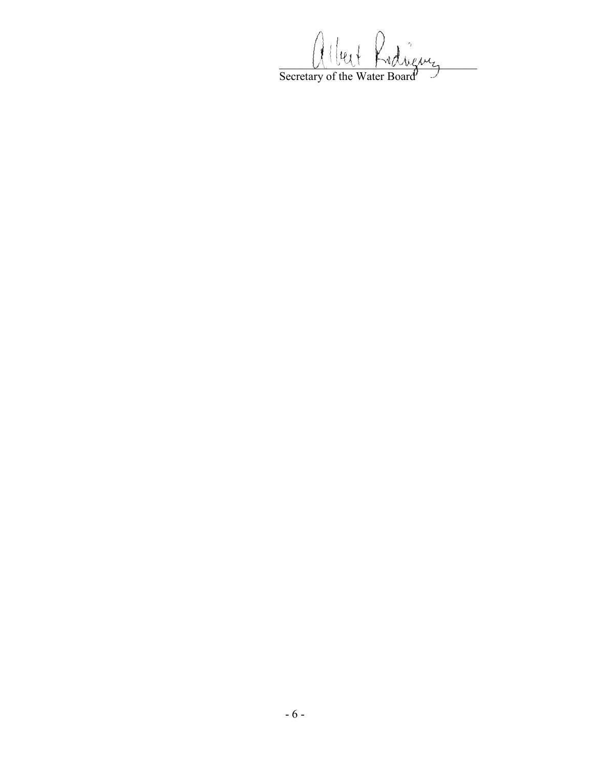Secretary of the Water Board